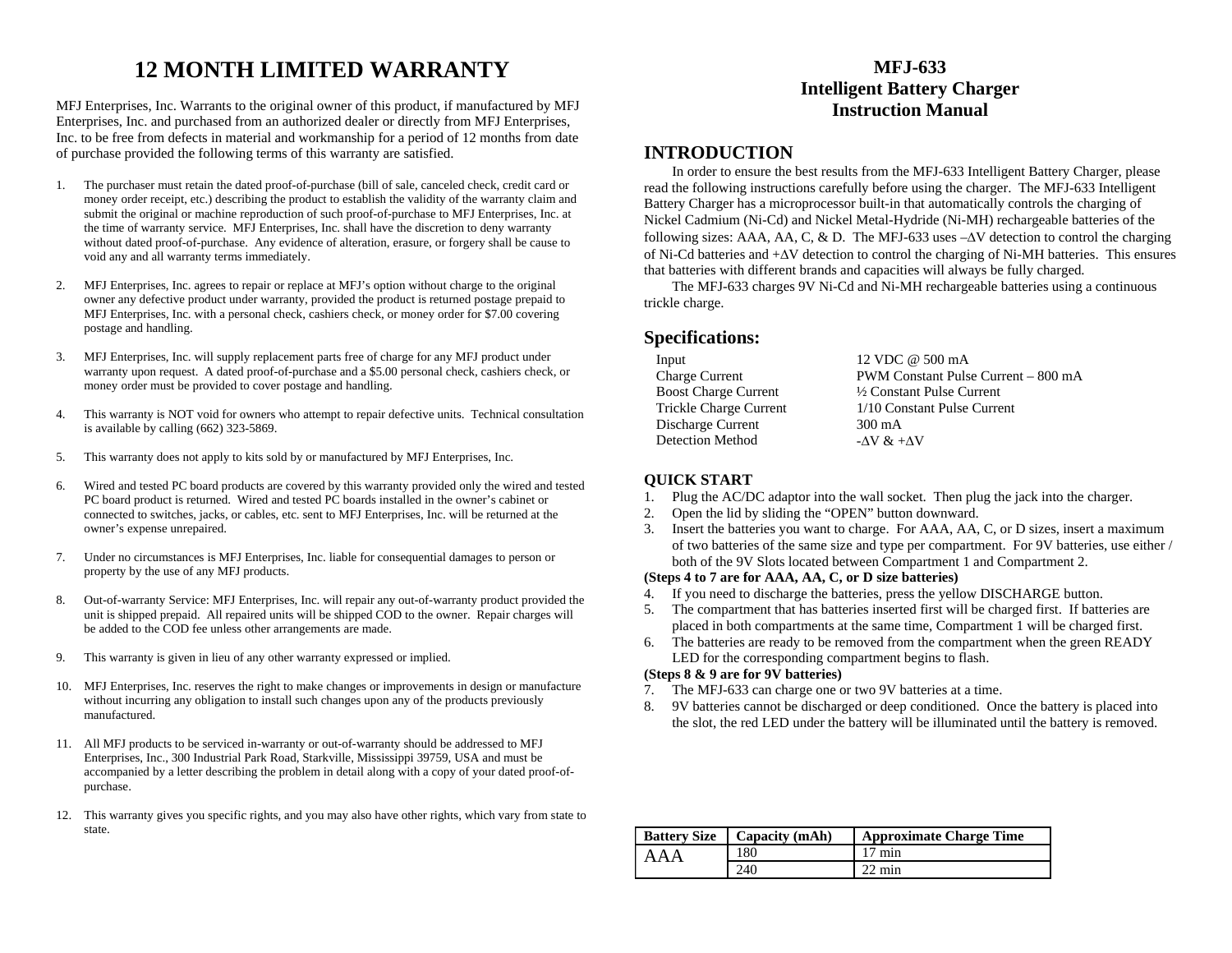# 12 MONTH LIMITED WARRANTY

MFJ Enterprises, Inc. Warrants to the original owner of this product, if manufactured by MFJ Enterprises, Inc. and purchased from an authorized dealer or directly from MFJ Enterprises, Inc. to be free from defects in material and workmanship for a period of 12 months from date of purchase provided the following terms of this warranty are satisfied.

1. The purchaser must retain the dated proof-of-purchase (bill of sale, canceled check, credit card or money order receipt, etc.) describing the product to establish the validity of the warranty claim and submit the original or machine reproduction of such proof-of-purchase to MFJ Enterprises, Inc. at the time of warranty service. MFJ Enterprises, Inc. shall have the discretion to deny warranty without dated proof-of-purchase. Any evidence of alteration, erasure, or forgery shall be cause to void any and all warranty terms immediately.

2. MFJ Enterprises, Inc. agrees to repair or replace at MFJ's option without charge to the original owner any defective product under warranty, provided the product is returned postage prepaid to MFJ Enterprises, Inc. with a personal check, cashiers check, or money order for $7.00 covering postage and handling.

3. MFJ Enterprises, Inc. will supply replacement parts free of charge for any MFJ product under warranty upon request. A dated proof-of-purchase and a $5.00 personal check, cashiers check, or money order must be provided to cover postage and handling.

4. This warranty is NOT void for owners who attempt to repair defective units. Technical consultation is available by calling (662) 323-5869.

5. This warranty does not apply to kits sold by or manufactured by MFJ Enterprises, Inc.

6. Wired and tested PC board products are covered by this warranty provided only the wired and tested PC board product is returned. Wired and tested PC boards installed in the owner's cabinet or connected to switches, jacks, or cables, etc. sent to MFJ Enterprises, Inc. will be returned at the owner's expense unrepaired.

7. Under no circumstances is MFJ Enterprises, Inc. liable for consequential damages to person or property by the use of any MFJ products.

8. Out-of-warranty Service: MFJ Enterprises, Inc. will repair any out-of-warranty product provided the unit is shipped prepaid. All repaired units will be shipped COD to the owner. Repair charges will be added to the COD fee unless other arrangements are made.

9. This warranty is given in lieu of any other warranty expressed or implied.

10. MFJ Enterprises, Inc. reserves the right to make changes or improvements in design or manufacture without incurring any obligation to install such changes upon any of the products previously manufactured.

11. All MFJ products to be serviced in-warranty or out-of-warranty should be addressed to MFJ Enterprises, Inc., 300 Industrial Park Road, Starkville, Mississippi 39759, USA and must be accompanied by a letter describing the problem in detail along with a copy of your dated proof-of-purchase.

12. This warranty gives you specific rights, and you may also have other rights, which vary from state to state.

# MFJ-633
# Intelligent Battery Charger
# Instruction Manual

## INTRODUCTION

In order to ensure the best results from the MFJ-633 Intelligent Battery Charger, please read the following instructions carefully before using the charger. The MFJ-633 Intelligent Battery Charger has a microprocessor built-in that automatically controls the charging of Nickel Cadmium (Ni-Cd) and Nickel Metal-Hydride (Ni-MH) rechargeable batteries of the following sizes: AAA, AA, C, & D. The MFJ-633 uses $-\Delta V$ detection to control the charging of Ni-Cd batteries and $+\Delta V$ detection to control the charging of Ni-MH batteries. This ensures that batteries with different brands and capacities will always be fully charged.

The MFJ-633 charges 9V Ni-Cd and Ni-MH rechargeable batteries using a continuous trickle charge.

## Specifications:

| | |
|---|---|
| Input | 12 VDC @ 500 mA |
| Charge Current | PWM Constant Pulse Current – 800 mA |
| Boost Charge Current | ½ Constant Pulse Current |
| Trickle Charge Current | 1/10 Constant Pulse Current |
| Discharge Current | 300 mA |
| Detection Method | $-\Delta V$ & $+\Delta V$ |

### QUICK START

1. Plug the AC/DC adaptor into the wall socket. Then plug the jack into the charger.
2. Open the lid by sliding the "OPEN" button downward.
3. Insert the batteries you want to charge. For AAA, AA, C, or D sizes, insert a maximum of two batteries of the same size and type per compartment. For 9V batteries, use either / both of the 9V Slots located between Compartment 1 and Compartment 2.

**(Steps 4 to 7 are for AAA, AA, C, or D size batteries)**

4. If you need to discharge the batteries, press the yellow DISCHARGE button.
5. The compartment that has batteries inserted first will be charged first. If batteries are placed in both compartments at the same time, Compartment 1 will be charged first.
6. The batteries are ready to be removed from the compartment when the green READY LED for the corresponding compartment begins to flash.

**(Steps 8 & 9 are for 9V batteries)**

7. The MFJ-633 can charge one or two 9V batteries at a time.
8. 9V batteries cannot be discharged or deep conditioned. Once the battery is placed into the slot, the red LED under the battery will be illuminated until the battery is removed.

| Battery Size | Capacity (mAh) | Approximate Charge Time |
|---|---|---|
| AAA | 180 | 17 min |
| | 240 | 22 min |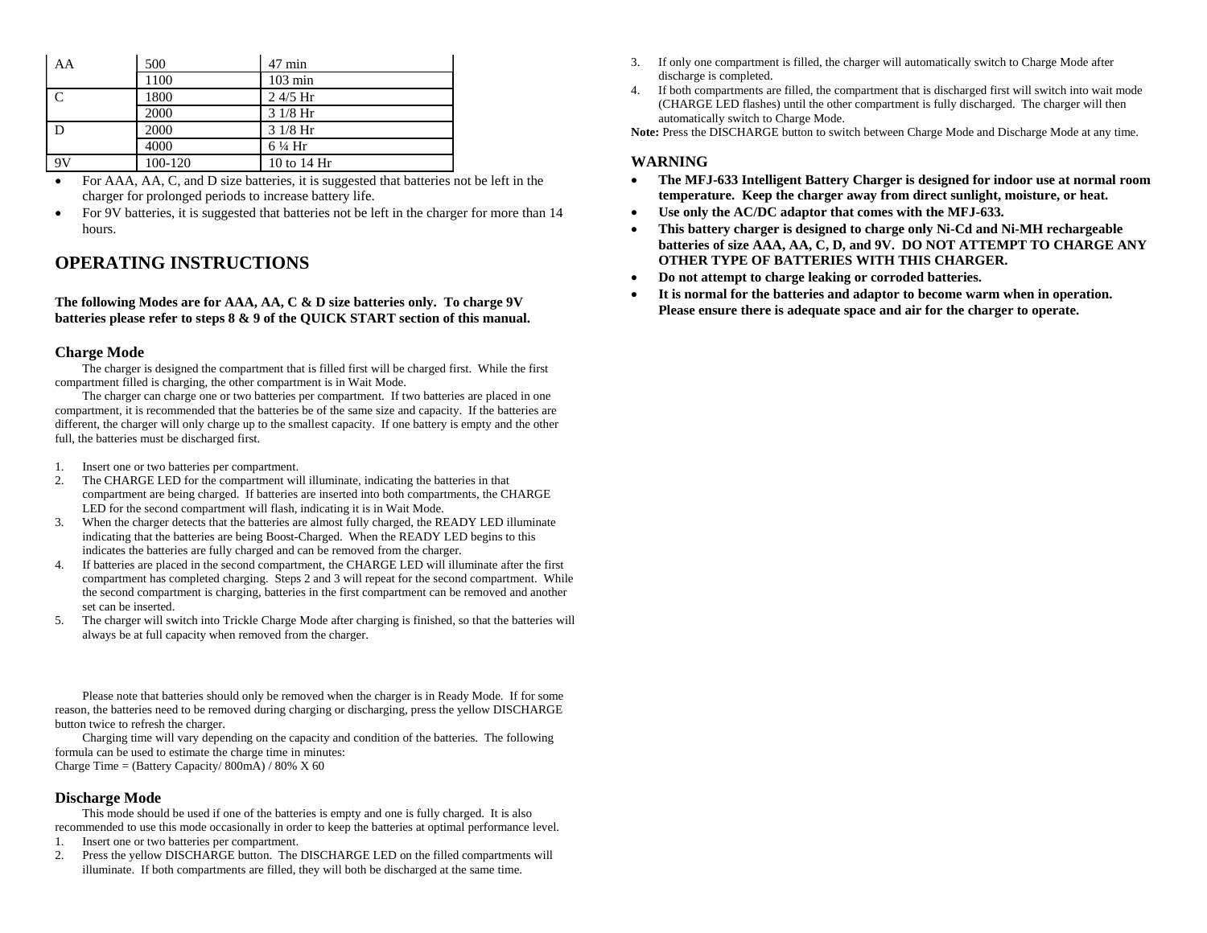| | | |
|---|---|---|
| AA | 500 | 47 min |
| | 1100 | 103 min |
| C | 1800 | 2 4/5 Hr |
| | 2000 | 3 1/8 Hr |
| D | 2000 | 3 1/8 Hr |
| | 4000 | 6 ¼ Hr |
| 9V | 100-120 | 10 to 14 Hr |

- For AAA, AA, C, and D size batteries, it is suggested that batteries not be left in the charger for prolonged periods to increase battery life.
- For 9V batteries, it is suggested that batteries not be left in the charger for more than 14 hours.

## OPERATING INSTRUCTIONS

**The following Modes are for AAA, AA, C & D size batteries only. To charge 9V batteries please refer to steps 8 & 9 of the QUICK START section of this manual.**

### Charge Mode

The charger is designed the compartment that is filled first will be charged first. While the first compartment filled is charging, the other compartment is in Wait Mode.

The charger can charge one or two batteries per compartment. If two batteries are placed in one compartment, it is recommended that the batteries be of the same size and capacity. If the batteries are different, the charger will only charge up to the smallest capacity. If one battery is empty and the other full, the batteries must be discharged first.

1. Insert one or two batteries per compartment.
2. The CHARGE LED for the compartment will illuminate, indicating the batteries in that compartment are being charged. If batteries are inserted into both compartments, the CHARGE LED for the second compartment will flash, indicating it is in Wait Mode.
3. When the charger detects that the batteries are almost fully charged, the READY LED illuminate indicating that the batteries are being Boost-Charged. When the READY LED begins to this indicates the batteries are fully charged and can be removed from the charger.
4. If batteries are placed in the second compartment, the CHARGE LED will illuminate after the first compartment has completed charging. Steps 2 and 3 will repeat for the second compartment. While the second compartment is charging, batteries in the first compartment can be removed and another set can be inserted.
5. The charger will switch into Trickle Charge Mode after charging is finished, so that the batteries will always be at full capacity when removed from the charger.

Please note that batteries should only be removed when the charger is in Ready Mode. If for some reason, the batteries need to be removed during charging or discharging, press the yellow DISCHARGE button twice to refresh the charger.

Charging time will vary depending on the capacity and condition of the batteries. The following formula can be used to estimate the charge time in minutes:

Charge Time = (Battery Capacity/ 800mA) / 80% X 60

### Discharge Mode

This mode should be used if one of the batteries is empty and one is fully charged. It is also recommended to use this mode occasionally in order to keep the batteries at optimal performance level.

1. Insert one or two batteries per compartment.
2. Press the yellow DISCHARGE button. The DISCHARGE LED on the filled compartments will illuminate. If both compartments are filled, they will both be discharged at the same time.
3. If only one compartment is filled, the charger will automatically switch to Charge Mode after discharge is completed.
4. If both compartments are filled, the compartment that is discharged first will switch into wait mode (CHARGE LED flashes) until the other compartment is fully discharged. The charger will then automatically switch to Charge Mode.

**Note:** Press the DISCHARGE button to switch between Charge Mode and Discharge Mode at any time.

### WARNING

- **The MFJ-633 Intelligent Battery Charger is designed for indoor use at normal room temperature. Keep the charger away from direct sunlight, moisture, or heat.**
- **Use only the AC/DC adaptor that comes with the MFJ-633.**
- **This battery charger is designed to charge only Ni-Cd and Ni-MH rechargeable batteries of size AAA, AA, C, D, and 9V. DO NOT ATTEMPT TO CHARGE ANY OTHER TYPE OF BATTERIES WITH THIS CHARGER.**
- **Do not attempt to charge leaking or corroded batteries.**
- **It is normal for the batteries and adaptor to become warm when in operation. Please ensure there is adequate space and air for the charger to operate.**